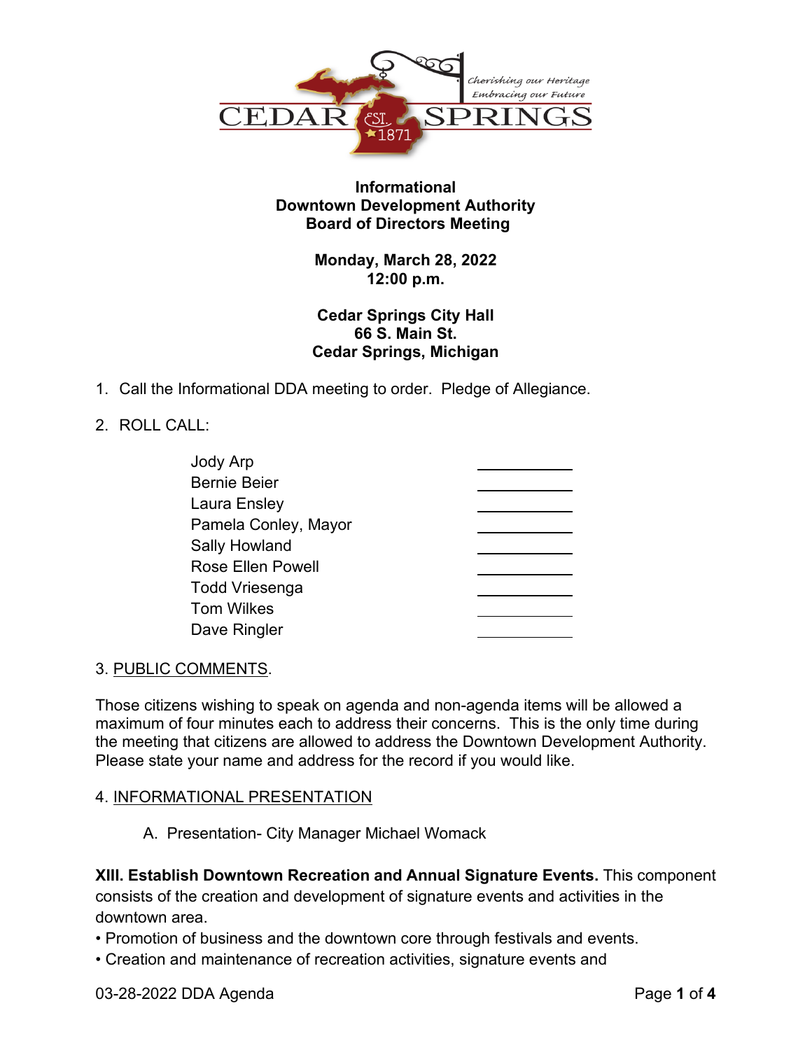Cherishing our Heritage
Embracing our Future

CEDAR SPRINGS
EST. 1871

**Informational**
**Downtown Development Authority**
**Board of Directors Meeting**

**Monday, March 28, 2022**
**12:00 p.m.**

**Cedar Springs City Hall**
**66 S. Main St.**
**Cedar Springs, Michigan**

1. Call the Informational DDA meeting to order. Pledge of Allegiance.

2. ROLL CALL:

| | |
|---|---|
| Jody Arp | ________ |
| Bernie Beier | ________ |
| Laura Ensley | ________ |
| Pamela Conley, Mayor | ________ |
| Sally Howland | ________ |
| Rose Ellen Powell | ________ |
| Todd Vriesenga | ________ |
| Tom Wilkes | ________ |
| Dave Ringler | ________ |

3. PUBLIC COMMENTS.

Those citizens wishing to speak on agenda and non-agenda items will be allowed a maximum of four minutes each to address their concerns. This is the only time during the meeting that citizens are allowed to address the Downtown Development Authority. Please state your name and address for the record if you would like.

4. INFORMATIONAL PRESENTATION

A. Presentation- City Manager Michael Womack

**XIII. Establish Downtown Recreation and Annual Signature Events.** This component consists of the creation and development of signature events and activities in the downtown area.

- Promotion of business and the downtown core through festivals and events.
- Creation and maintenance of recreation activities, signature events and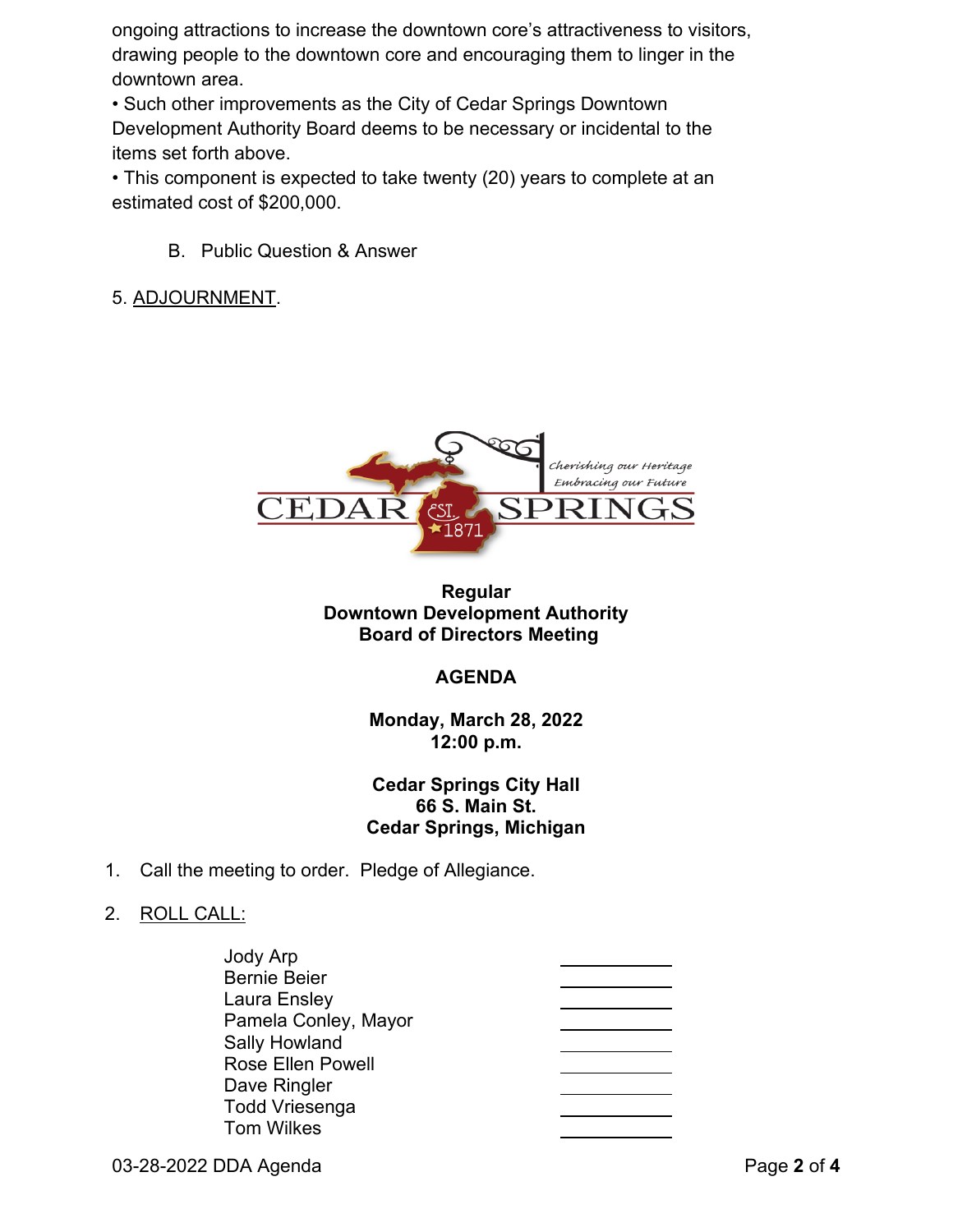ongoing attractions to increase the downtown core's attractiveness to visitors, drawing people to the downtown core and encouraging them to linger in the downtown area.

- Such other improvements as the City of Cedar Springs Downtown Development Authority Board deems to be necessary or incidental to the items set forth above.
- This component is expected to take twenty (20) years to complete at an estimated cost of $200,000.

B. Public Question & Answer

5. ADJOURNMENT.

CEDAR SPRINGS — EST. 1871 — Cherishing our Heritage, Embracing our Future

**Regular**
**Downtown Development Authority**
**Board of Directors Meeting**

**AGENDA**

**Monday, March 28, 2022**
**12:00 p.m.**

**Cedar Springs City Hall**
**66 S. Main St.**
**Cedar Springs, Michigan**

1. Call the meeting to order. Pledge of Allegiance.

2. ROLL CALL:

| | |
|---|---|
| Jody Arp | ________ |
| Bernie Beier | ________ |
| Laura Ensley | ________ |
| Pamela Conley, Mayor | ________ |
| Sally Howland | ________ |
| Rose Ellen Powell | ________ |
| Dave Ringler | ________ |
| Todd Vriesenga | ________ |
| Tom Wilkes | ________ |

03-28-2022 DDA Agenda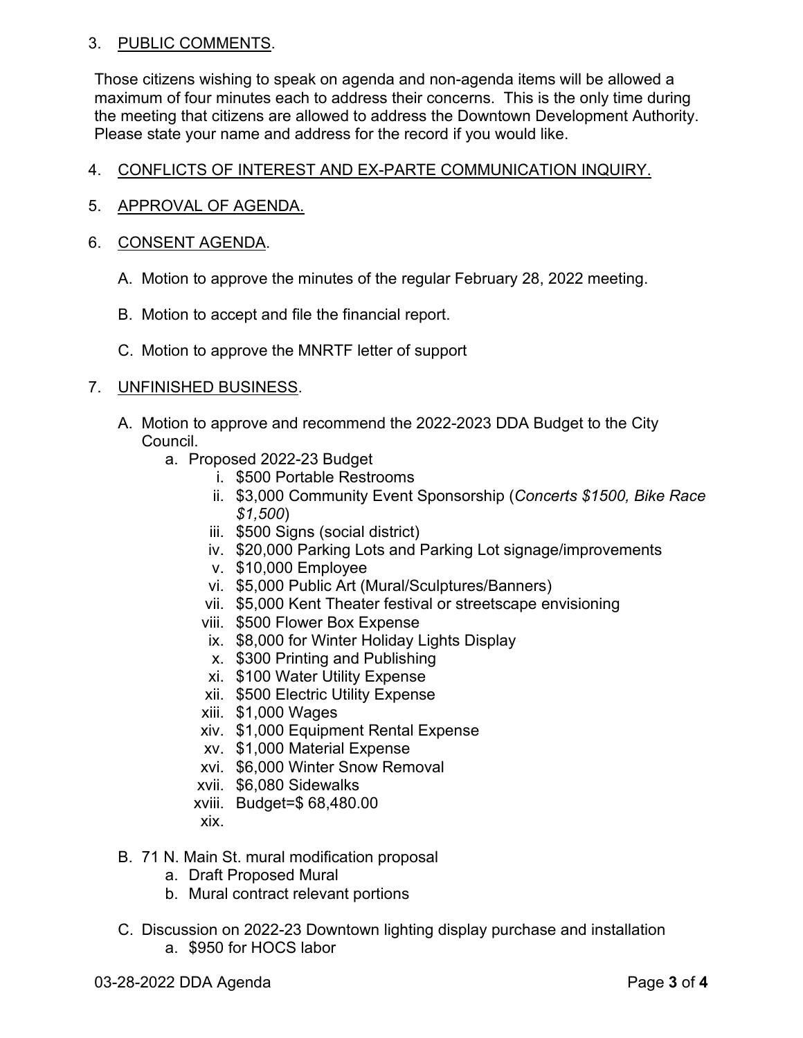3. <u>PUBLIC COMMENTS</u>.

   Those citizens wishing to speak on agenda and non-agenda items will be allowed a maximum of four minutes each to address their concerns. This is the only time during the meeting that citizens are allowed to address the Downtown Development Authority. Please state your name and address for the record if you would like.

4. <u>CONFLICTS OF INTEREST AND EX-PARTE COMMUNICATION INQUIRY.</u>

5. <u>APPROVAL OF AGENDA.</u>

6. <u>CONSENT AGENDA</u>.

   A. Motion to approve the minutes of the regular February 28, 2022 meeting.

   B. Motion to accept and file the financial report.

   C. Motion to approve the MNRTF letter of support

7. <u>UNFINISHED BUSINESS</u>.

   A. Motion to approve and recommend the 2022-2023 DDA Budget to the City Council.
      a. Proposed 2022-23 Budget
         i. $500 Portable Restrooms
         ii. $3,000 Community Event Sponsorship (*Concerts $1500, Bike Race $1,500*)
         iii. $500 Signs (social district)
         iv. $20,000 Parking Lots and Parking Lot signage/improvements
         v. $10,000 Employee
         vi. $5,000 Public Art (Mural/Sculptures/Banners)
         vii. $5,000 Kent Theater festival or streetscape envisioning
         viii. $500 Flower Box Expense
         ix. $8,000 for Winter Holiday Lights Display
         x. $300 Printing and Publishing
         xi. $100 Water Utility Expense
         xii. $500 Electric Utility Expense
         xiii. $1,000 Wages
         xiv. $1,000 Equipment Rental Expense
         xv. $1,000 Material Expense
         xvi. $6,000 Winter Snow Removal
         xvii. $6,080 Sidewalks
         xviii. Budget=$ 68,480.00
         xix.

   B. 71 N. Main St. mural modification proposal
      a. Draft Proposed Mural
      b. Mural contract relevant portions

   C. Discussion on 2022-23 Downtown lighting display purchase and installation
      a. $950 for HOCS labor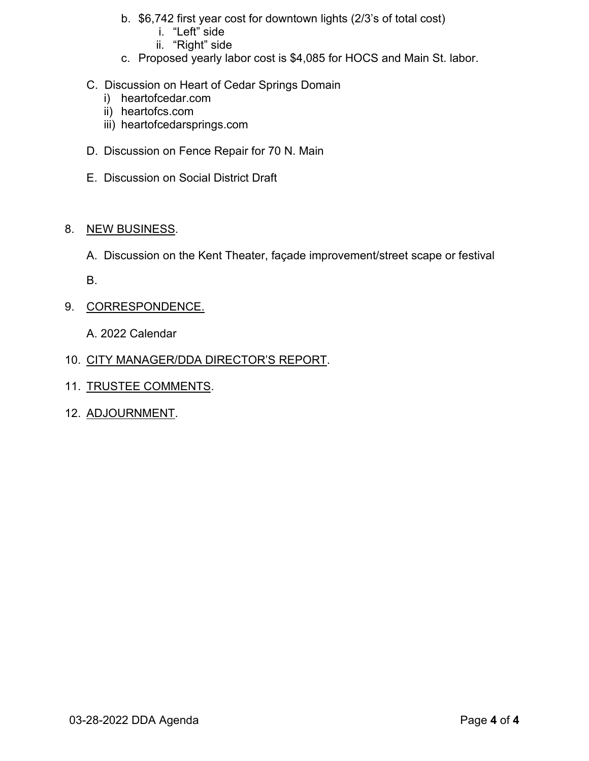b. $6,742 first year cost for downtown lights (2/3's of total cost)
   i. "Left" side
   ii. "Right" side
c. Proposed yearly labor cost is $4,085 for HOCS and Main St. labor.

C. Discussion on Heart of Cedar Springs Domain
   i) heartofcedar.com
   ii) heartofcs.com
   iii) heartofcedarsprings.com

D. Discussion on Fence Repair for 70 N. Main

E. Discussion on Social District Draft

8. NEW BUSINESS.

   A. Discussion on the Kent Theater, façade improvement/street scape or festival

   B.

9. CORRESPONDENCE.

   A. 2022 Calendar

10. CITY MANAGER/DDA DIRECTOR'S REPORT.

11. TRUSTEE COMMENTS.

12. ADJOURNMENT.